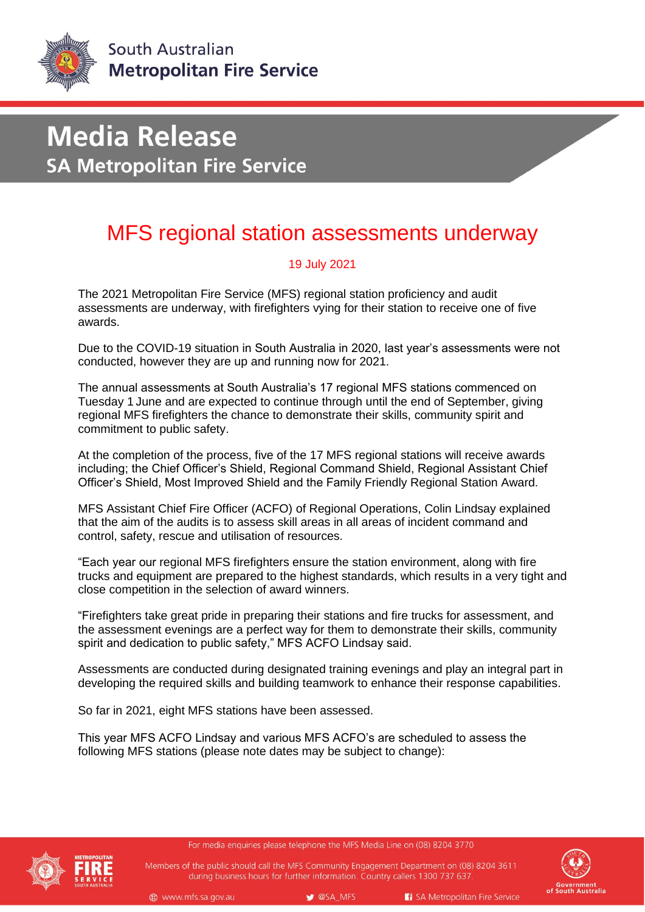South Australian
**Metropolitan Fire Service**

# Media Release
## SA Metropolitan Fire Service

# MFS regional station assessments underway

19 July 2021

The 2021 Metropolitan Fire Service (MFS) regional station proficiency and audit assessments are underway, with firefighters vying for their station to receive one of five awards.

Due to the COVID-19 situation in South Australia in 2020, last year's assessments were not conducted, however they are up and running now for 2021.

The annual assessments at South Australia's 17 regional MFS stations commenced on Tuesday 1 June and are expected to continue through until the end of September, giving regional MFS firefighters the chance to demonstrate their skills, community spirit and commitment to public safety.

At the completion of the process, five of the 17 MFS regional stations will receive awards including; the Chief Officer's Shield, Regional Command Shield, Regional Assistant Chief Officer's Shield, Most Improved Shield and the Family Friendly Regional Station Award.

MFS Assistant Chief Fire Officer (ACFO) of Regional Operations, Colin Lindsay explained that the aim of the audits is to assess skill areas in all areas of incident command and control, safety, rescue and utilisation of resources.

"Each year our regional MFS firefighters ensure the station environment, along with fire trucks and equipment are prepared to the highest standards, which results in a very tight and close competition in the selection of award winners.

"Firefighters take great pride in preparing their stations and fire trucks for assessment, and the assessment evenings are a perfect way for them to demonstrate their skills, community spirit and dedication to public safety," MFS ACFO Lindsay said.

Assessments are conducted during designated training evenings and play an integral part in developing the required skills and building teamwork to enhance their response capabilities.

So far in 2021, eight MFS stations have been assessed.

This year MFS ACFO Lindsay and various MFS ACFO's are scheduled to assess the following MFS stations (please note dates may be subject to change):

For media enquiries please telephone the MFS Media Line on (08) 8204 3770

Members of the public should call the MFS Community Engagement Department on (08) 8204 3611 during business hours for further information. Country callers 1300 737 637.

www.mfs.sa.gov.au | @SA_MFS | SA Metropolitan Fire Service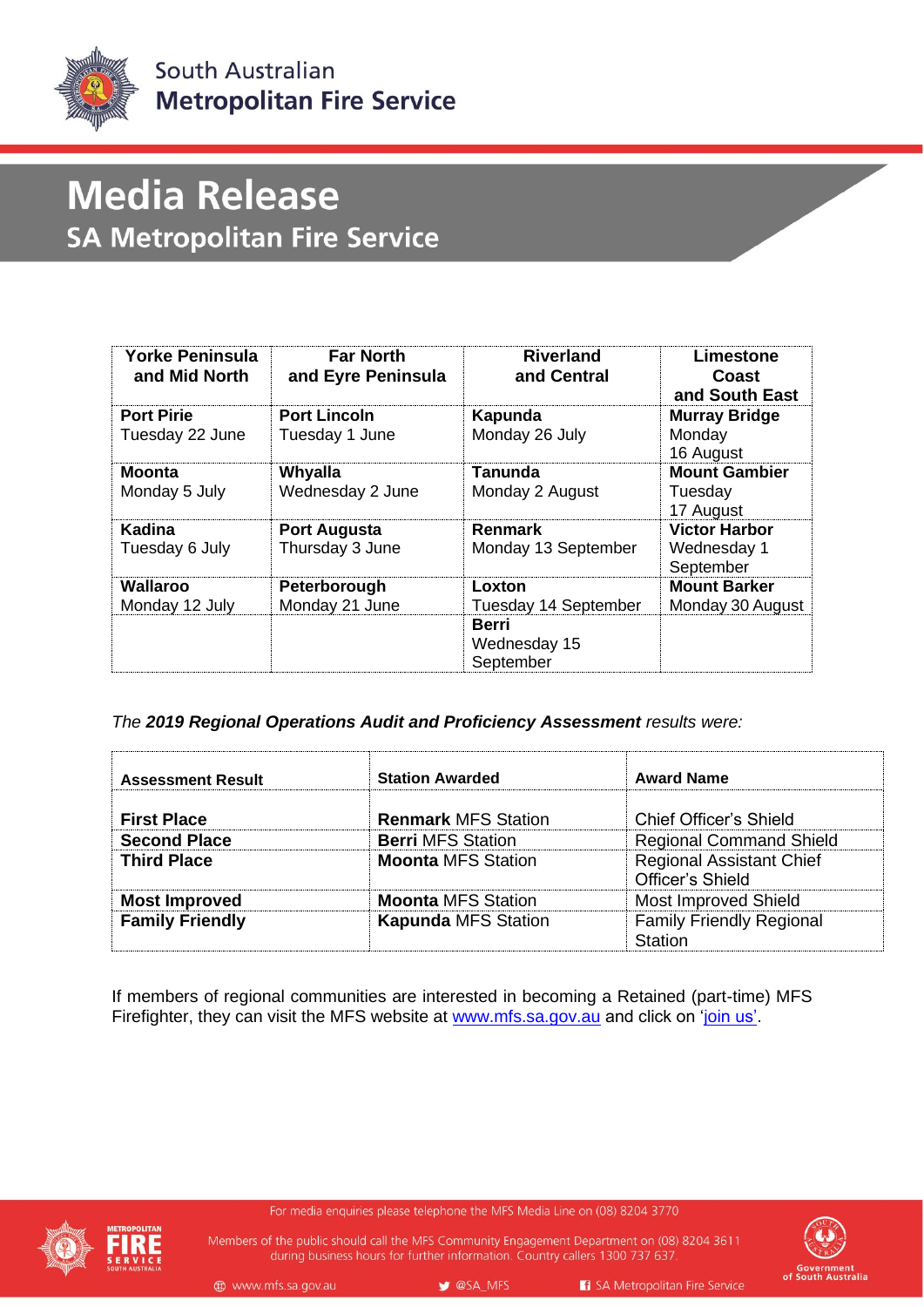# Media Release
## SA Metropolitan Fire Service

| Yorke Peninsula and Mid North | Far North and Eyre Peninsula | Riverland and Central | Limestone Coast and South East |
|---|---|---|---|
| **Port Pirie** Tuesday 22 June | **Port Lincoln** Tuesday 1 June | **Kapunda** Monday 26 July | **Murray Bridge** Monday 16 August |
| **Moonta** Monday 5 July | **Whyalla** Wednesday 2 June | **Tanunda** Monday 2 August | **Mount Gambier** Tuesday 17 August |
| **Kadina** Tuesday 6 July | **Port Augusta** Thursday 3 June | **Renmark** Monday 13 September | **Victor Harbor** Wednesday 1 September |
| **Wallaroo** Monday 12 July | **Peterborough** Monday 21 June | **Loxton** Tuesday 14 September | **Mount Barker** Monday 30 August |
| | | **Berri** Wednesday 15 September | |

*The **2019 Regional Operations Audit and Proficiency Assessment** results were:*

| Assessment Result | Station Awarded | Award Name |
|---|---|---|
| **First Place** | **Renmark** MFS Station | Chief Officer's Shield |
| **Second Place** | **Berri** MFS Station | Regional Command Shield |
| **Third Place** | **Moonta** MFS Station | Regional Assistant Chief Officer's Shield |
| **Most Improved** | **Moonta** MFS Station | Most Improved Shield |
| **Family Friendly** | **Kapunda** MFS Station | Family Friendly Regional Station |

If members of regional communities are interested in becoming a Retained (part-time) MFS Firefighter, they can visit the MFS website at www.mfs.sa.gov.au and click on 'join us'.

For media enquiries please telephone the MFS Media Line on (08) 8204 3770

Members of the public should call the MFS Community Engagement Department on (08) 8204 3611 during business hours for further information. Country callers 1300 737 637.

www.mfs.sa.gov.au | @SA_MFS | SA Metropolitan Fire Service